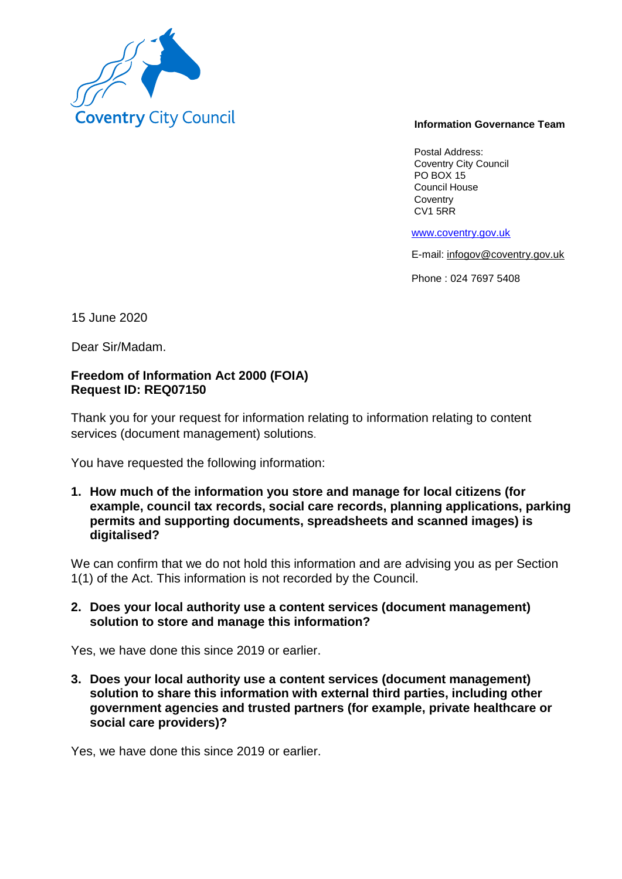Coventry City Council

**Information Governance Team**

Postal Address:
Coventry City Council
PO BOX 15
Council House
Coventry
CV1 5RR

www.coventry.gov.uk

E-mail: infogov@coventry.gov.uk

Phone : 024 7697 5408

15 June 2020

Dear Sir/Madam.

**Freedom of Information Act 2000 (FOIA)**
**Request ID: REQ07150**

Thank you for your request for information relating to information relating to content services (document management) solutions.

You have requested the following information:

1. **How much of the information you store and manage for local citizens (for example, council tax records, social care records, planning applications, parking permits and supporting documents, spreadsheets and scanned images) is digitalised?**

We can confirm that we do not hold this information and are advising you as per Section 1(1) of the Act. This information is not recorded by the Council.

2. **Does your local authority use a content services (document management) solution to store and manage this information?**

Yes, we have done this since 2019 or earlier.

3. **Does your local authority use a content services (document management) solution to share this information with external third parties, including other government agencies and trusted partners (for example, private healthcare or social care providers)?**

Yes, we have done this since 2019 or earlier.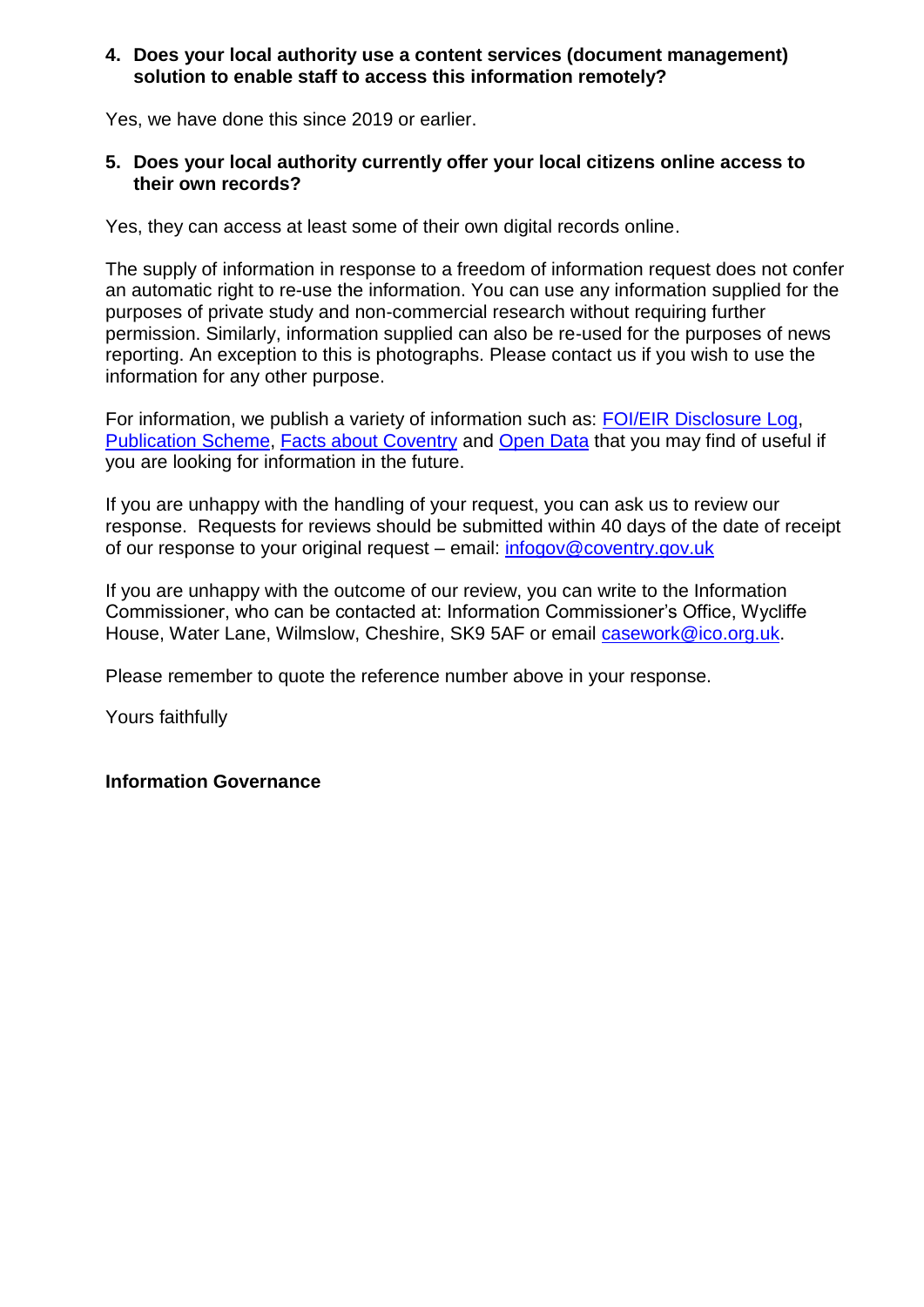**4. Does your local authority use a content services (document management) solution to enable staff to access this information remotely?**

Yes, we have done this since 2019 or earlier.

**5. Does your local authority currently offer your local citizens online access to their own records?**

Yes, they can access at least some of their own digital records online.

The supply of information in response to a freedom of information request does not confer an automatic right to re-use the information. You can use any information supplied for the purposes of private study and non-commercial research without requiring further permission. Similarly, information supplied can also be re-used for the purposes of news reporting. An exception to this is photographs. Please contact us if you wish to use the information for any other purpose.

For information, we publish a variety of information such as: FOI/EIR Disclosure Log, Publication Scheme, Facts about Coventry and Open Data that you may find of useful if you are looking for information in the future.

If you are unhappy with the handling of your request, you can ask us to review our response. Requests for reviews should be submitted within 40 days of the date of receipt of our response to your original request – email: infogov@coventry.gov.uk

If you are unhappy with the outcome of our review, you can write to the Information Commissioner, who can be contacted at: Information Commissioner's Office, Wycliffe House, Water Lane, Wilmslow, Cheshire, SK9 5AF or email casework@ico.org.uk.

Please remember to quote the reference number above in your response.

Yours faithfully

**Information Governance**